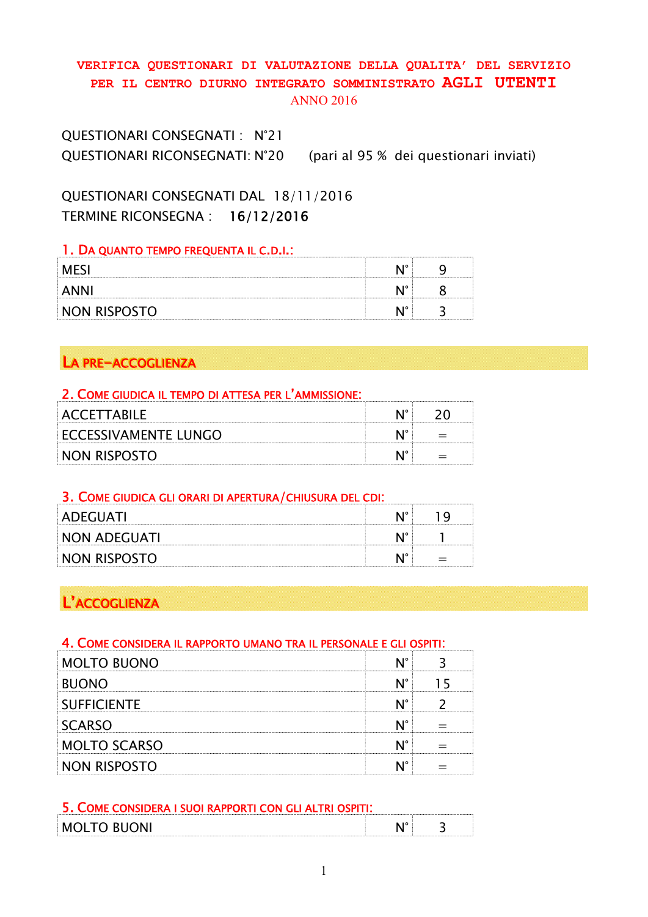# VERIFICA QUESTIONARI DI VALUTAZIONE DELLA QUALITA' DEL SERVIZIO PER IL CENTRO DIURNO INTEGRATO SOMMINISTRATO AGLI UTENTI

ANNO 2016

QUESTIONARI CONSEGNATI : N°21
QUESTIONARI RICONSEGNATI: N°20 (pari al 95 % dei questionari inviati)

QUESTIONARI CONSEGNATI DAL 18/11/2016
TERMINE RICONSEGNA : **16/12/2016**

### 1. DA QUANTO TEMPO FREQUENTA IL C.D.I.:

| | | |
|---|---|---|
| MESI | N° | 9 |
| ANNI | N° | 8 |
| NON RISPOSTO | N° | 3 |

## LA PRE-ACCOGLIENZA

### 2. COME GIUDICA IL TEMPO DI ATTESA PER L'AMMISSIONE:

| | | |
|---|---|---|
| ACCETTABILE | N° | 20 |
| ECCESSIVAMENTE LUNGO | N° | = |
| NON RISPOSTO | N° | = |

### 3. COME GIUDICA GLI ORARI DI APERTURA/CHIUSURA DEL CDI:

| | | |
|---|---|---|
| ADEGUATI | N° | 19 |
| NON ADEGUATI | N° | 1 |
| NON RISPOSTO | N° | = |

## L'ACCOGLIENZA

### 4. COME CONSIDERA IL RAPPORTO UMANO TRA IL PERSONALE E GLI OSPITI:

| | | |
|---|---|---|
| MOLTO BUONO | N° | 3 |
| BUONO | N° | 15 |
| SUFFICIENTE | N° | 2 |
| SCARSO | N° | = |
| MOLTO SCARSO | N° | = |
| NON RISPOSTO | N° | = |

### 5. COME CONSIDERA I SUOI RAPPORTI CON GLI ALTRI OSPITI:

| | | |
|---|---|---|
| MOLTO BUONI | N° | 3 |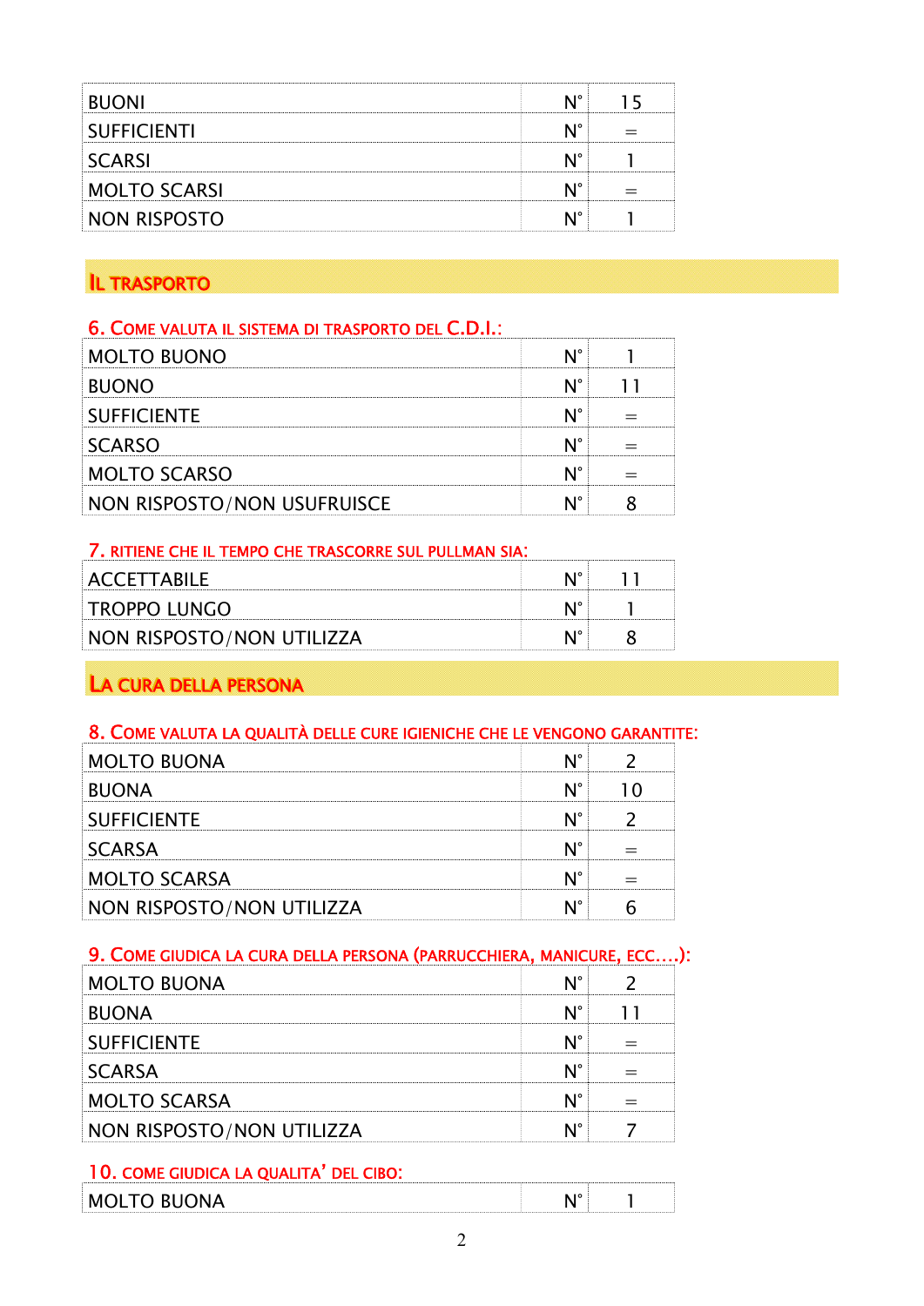| | | |
|---|---|---|
| BUONI | N° | 15 |
| SUFFICIENTI | N° | = |
| SCARSI | N° | 1 |
| MOLTO SCARSI | N° | = |
| NON RISPOSTO | N° | 1 |

## IL TRASPORTO

### 6. COME VALUTA IL SISTEMA DI TRASPORTO DEL C.D.I.:

| | | |
|---|---|---|
| MOLTO BUONO | N° | 1 |
| BUONO | N° | 11 |
| SUFFICIENTE | N° | = |
| SCARSO | N° | = |
| MOLTO SCARSO | N° | = |
| NON RISPOSTO/NON USUFRUISCE | N° | 8 |

### 7. RITIENE CHE IL TEMPO CHE TRASCORRE SUL PULLMAN SIA:

| | | |
|---|---|---|
| ACCETTABILE | N° | 11 |
| TROPPO LUNGO | N° | 1 |
| NON RISPOSTO/NON UTILIZZA | N° | 8 |

## LA CURA DELLA PERSONA

### 8. COME VALUTA LA QUALITÀ DELLE CURE IGIENICHE CHE LE VENGONO GARANTITE:

| | | |
|---|---|---|
| MOLTO BUONA | N° | 2 |
| BUONA | N° | 10 |
| SUFFICIENTE | N° | 2 |
| SCARSA | N° | = |
| MOLTO SCARSA | N° | = |
| NON RISPOSTO/NON UTILIZZA | N° | 6 |

### 9. COME GIUDICA LA CURA DELLA PERSONA (PARRUCCHIERA, MANICURE, ECC….):

| | | |
|---|---|---|
| MOLTO BUONA | N° | 2 |
| BUONA | N° | 11 |
| SUFFICIENTE | N° | = |
| SCARSA | N° | = |
| MOLTO SCARSA | N° | = |
| NON RISPOSTO/NON UTILIZZA | N° | 7 |

### 10. COME GIUDICA LA QUALITA' DEL CIBO:

| | | |
|---|---|---|
| MOLTO BUONA | N° | 1 |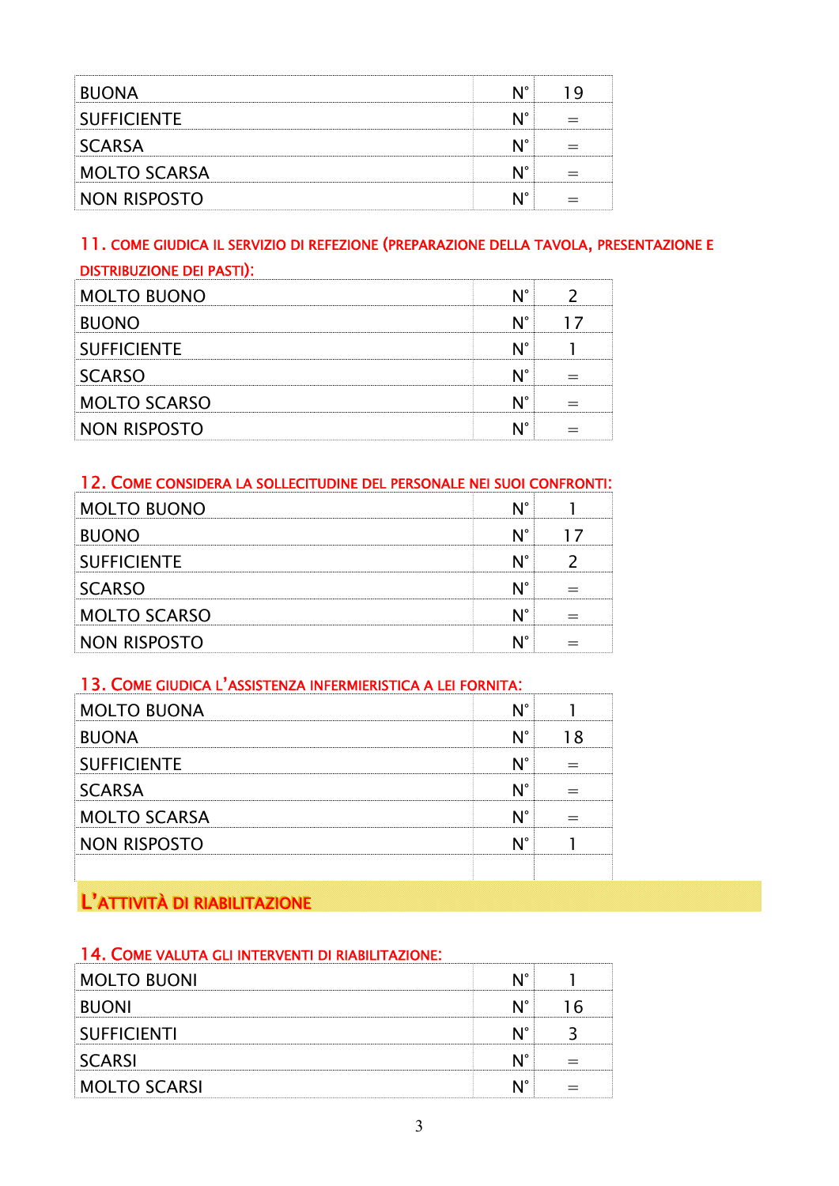| | | |
|---|---|---|
| BUONA | N° | 19 |
| SUFFICIENTE | N° | = |
| SCARSA | N° | = |
| MOLTO SCARSA | N° | = |
| NON RISPOSTO | N° | = |

11. COME GIUDICA IL SERVIZIO DI REFEZIONE (PREPARAZIONE DELLA TAVOLA, PRESENTAZIONE E DISTRIBUZIONE DEI PASTI):

| | | |
|---|---|---|
| MOLTO BUONO | N° | 2 |
| BUONO | N° | 17 |
| SUFFICIENTE | N° | 1 |
| SCARSO | N° | = |
| MOLTO SCARSO | N° | = |
| NON RISPOSTO | N° | = |

12. COME CONSIDERA LA SOLLECITUDINE DEL PERSONALE NEI SUOI CONFRONTI:

| | | |
|---|---|---|
| MOLTO BUONO | N° | 1 |
| BUONO | N° | 17 |
| SUFFICIENTE | N° | 2 |
| SCARSO | N° | = |
| MOLTO SCARSO | N° | = |
| NON RISPOSTO | N° | = |

13. COME GIUDICA L'ASSISTENZA INFERMIERISTICA A LEI FORNITA:

| | | |
|---|---|---|
| MOLTO BUONA | N° | 1 |
| BUONA | N° | 18 |
| SUFFICIENTE | N° | = |
| SCARSA | N° | = |
| MOLTO SCARSA | N° | = |
| NON RISPOSTO | N° | 1 |

## L'ATTIVITÀ DI RIABILITAZIONE

14. COME VALUTA GLI INTERVENTI DI RIABILITAZIONE:

| | | |
|---|---|---|
| MOLTO BUONI | N° | 1 |
| BUONI | N° | 16 |
| SUFFICIENTI | N° | 3 |
| SCARSI | N° | = |
| MOLTO SCARSI | N° | = |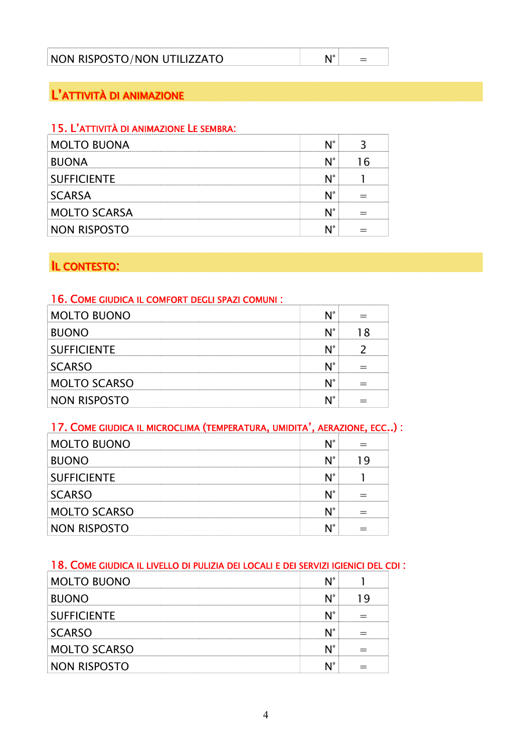| NON RISPOSTO/NON UTILIZZATO | N° | = |
|---|---|---|

## L'ATTIVITÀ DI ANIMAZIONE

**15. L'ATTIVITÀ DI ANIMAZIONE LE SEMBRA:**

| MOLTO BUONA | N° | 3 |
|---|---|---|
| BUONA | N° | 16 |
| SUFFICIENTE | N° | 1 |
| SCARSA | N° | = |
| MOLTO SCARSA | N° | = |
| NON RISPOSTO | N° | = |

## IL CONTESTO:

**16. COME GIUDICA IL COMFORT DEGLI SPAZI COMUNI :**

| MOLTO BUONO | N° | = |
|---|---|---|
| BUONO | N° | 18 |
| SUFFICIENTE | N° | 2 |
| SCARSO | N° | = |
| MOLTO SCARSO | N° | = |
| NON RISPOSTO | N° | = |

**17. COME GIUDICA IL MICROCLIMA (TEMPERATURA, UMIDITA', AERAZIONE, ECC..) :**

| MOLTO BUONO | N° | = |
|---|---|---|
| BUONO | N° | 19 |
| SUFFICIENTE | N° | 1 |
| SCARSO | N° | = |
| MOLTO SCARSO | N° | = |
| NON RISPOSTO | N° | = |

**18. COME GIUDICA IL LIVELLO DI PULIZIA DEI LOCALI E DEI SERVIZI IGIENICI DEL CDI :**

| MOLTO BUONO | N° | 1 |
|---|---|---|
| BUONO | N° | 19 |
| SUFFICIENTE | N° | = |
| SCARSO | N° | = |
| MOLTO SCARSO | N° | = |
| NON RISPOSTO | N° | = |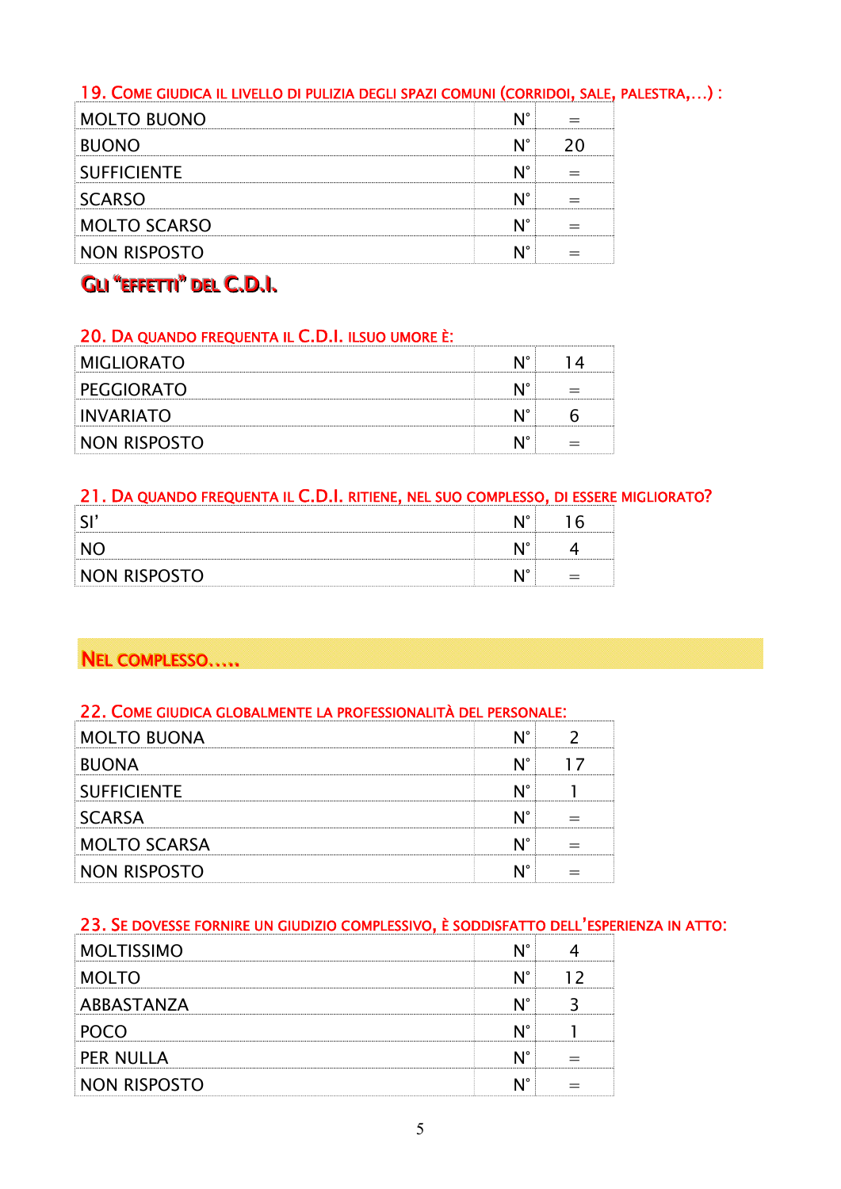### 19. Come giudica il livello di pulizia degli spazi comuni (corridoi, sale, palestra,…) :

| | | |
|---|---|---|
| MOLTO BUONO | N° | = |
| BUONO | N° | 20 |
| SUFFICIENTE | N° | = |
| SCARSO | N° | = |
| MOLTO SCARSO | N° | = |
| NON RISPOSTO | N° | = |

## Gli "effetti" del C.D.I.

### 20. Da quando frequenta il C.D.I. ilsuo umore è:

| | | |
|---|---|---|
| MIGLIORATO | N° | 14 |
| PEGGIORATO | N° | = |
| INVARIATO | N° | 6 |
| NON RISPOSTO | N° | = |

### 21. Da quando frequenta il C.D.I. ritiene, nel suo complesso, di essere migliorato?

| | | |
|---|---|---|
| SI' | N° | 16 |
| NO | N° | 4 |
| NON RISPOSTO | N° | = |

## Nel complesso…..

### 22. Come giudica globalmente la professionalità del personale:

| | | |
|---|---|---|
| MOLTO BUONA | N° | 2 |
| BUONA | N° | 17 |
| SUFFICIENTE | N° | 1 |
| SCARSA | N° | = |
| MOLTO SCARSA | N° | = |
| NON RISPOSTO | N° | = |

### 23. Se dovesse fornire un giudizio complessivo, è soddisfatto dell'esperienza in atto:

| | | |
|---|---|---|
| MOLTISSIMO | N° | 4 |
| MOLTO | N° | 12 |
| ABBASTANZA | N° | 3 |
| POCO | N° | 1 |
| PER NULLA | N° | = |
| NON RISPOSTO | N° | = |